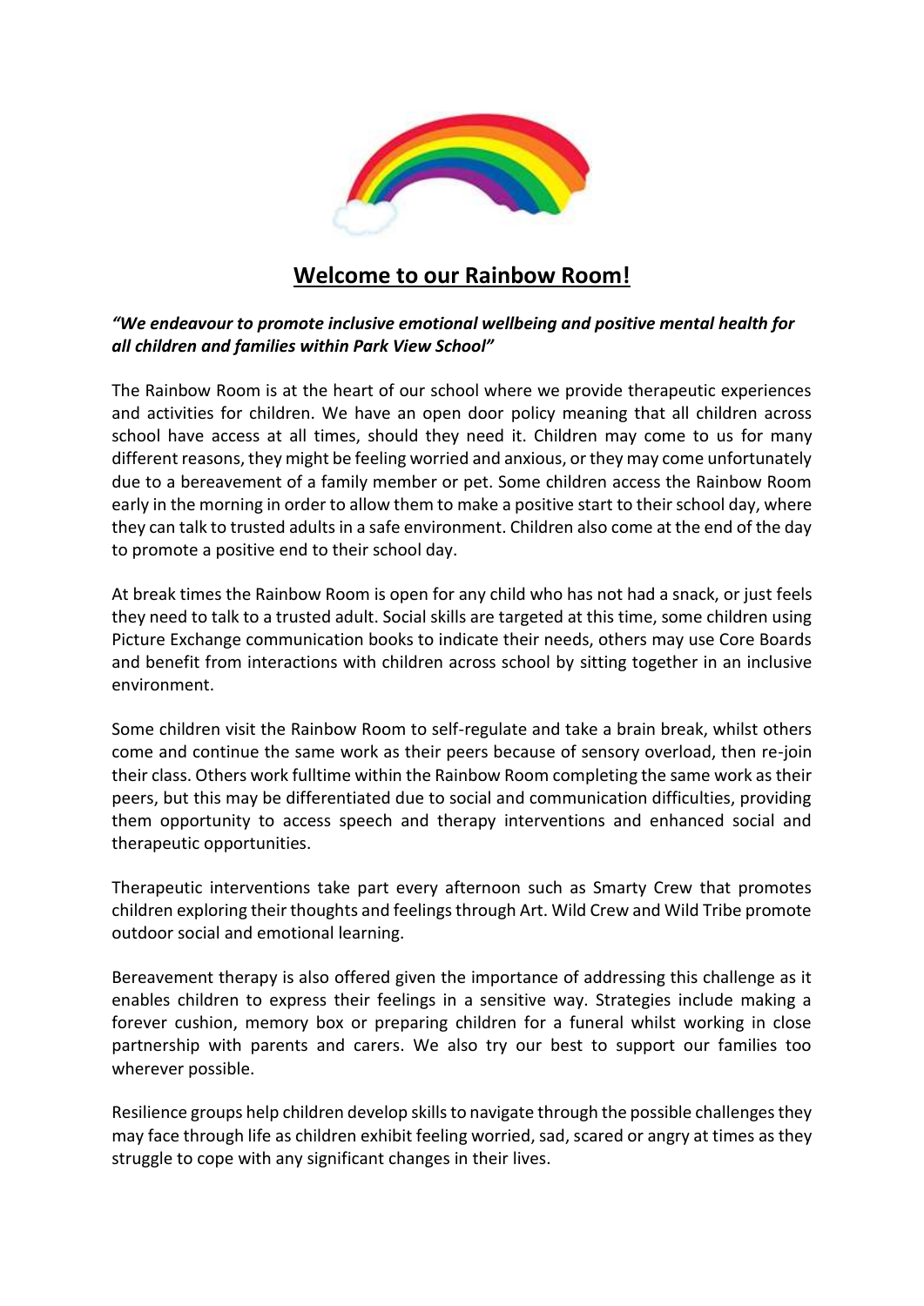# Welcome to our Rainbow Room!

***"We endeavour to promote inclusive emotional wellbeing and positive mental health for all children and families within Park View School"***

The Rainbow Room is at the heart of our school where we provide therapeutic experiences and activities for children. We have an open door policy meaning that all children across school have access at all times, should they need it. Children may come to us for many different reasons, they might be feeling worried and anxious, or they may come unfortunately due to a bereavement of a family member or pet. Some children access the Rainbow Room early in the morning in order to allow them to make a positive start to their school day, where they can talk to trusted adults in a safe environment. Children also come at the end of the day to promote a positive end to their school day.

At break times the Rainbow Room is open for any child who has not had a snack, or just feels they need to talk to a trusted adult. Social skills are targeted at this time, some children using Picture Exchange communication books to indicate their needs, others may use Core Boards and benefit from interactions with children across school by sitting together in an inclusive environment.

Some children visit the Rainbow Room to self-regulate and take a brain break, whilst others come and continue the same work as their peers because of sensory overload, then re-join their class. Others work fulltime within the Rainbow Room completing the same work as their peers, but this may be differentiated due to social and communication difficulties, providing them opportunity to access speech and therapy interventions and enhanced social and therapeutic opportunities.

Therapeutic interventions take part every afternoon such as Smarty Crew that promotes children exploring their thoughts and feelings through Art. Wild Crew and Wild Tribe promote outdoor social and emotional learning.

Bereavement therapy is also offered given the importance of addressing this challenge as it enables children to express their feelings in a sensitive way. Strategies include making a forever cushion, memory box or preparing children for a funeral whilst working in close partnership with parents and carers. We also try our best to support our families too wherever possible.

Resilience groups help children develop skills to navigate through the possible challenges they may face through life as children exhibit feeling worried, sad, scared or angry at times as they struggle to cope with any significant changes in their lives.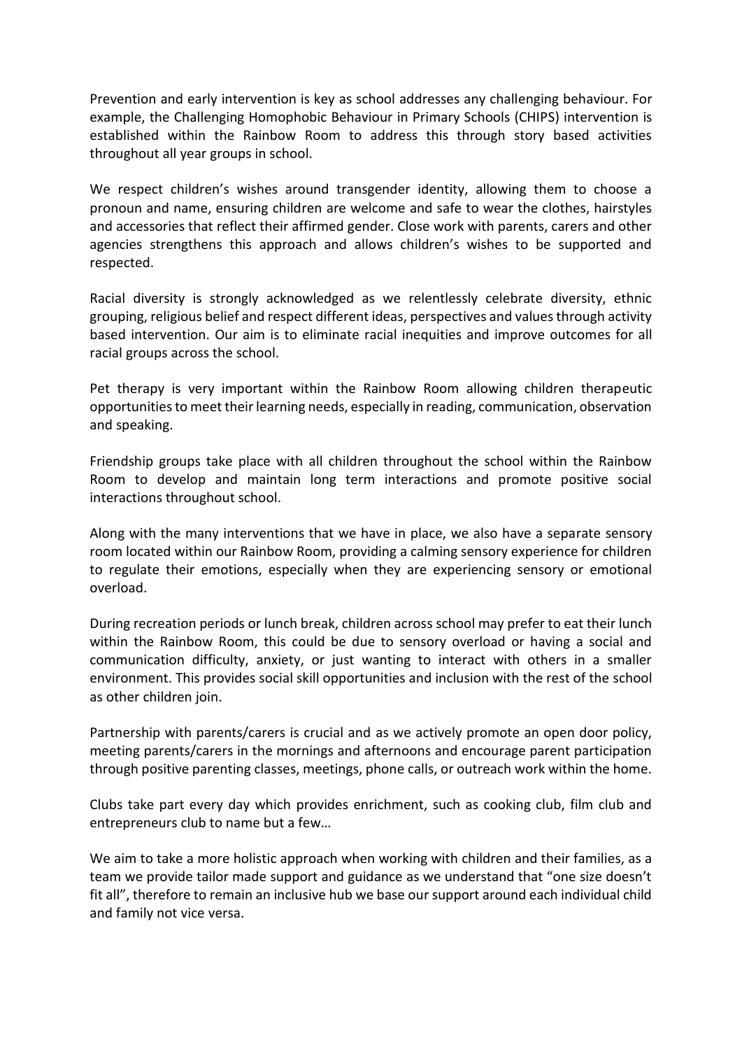Prevention and early intervention is key as school addresses any challenging behaviour. For example, the Challenging Homophobic Behaviour in Primary Schools (CHIPS) intervention is established within the Rainbow Room to address this through story based activities throughout all year groups in school.

We respect children's wishes around transgender identity, allowing them to choose a pronoun and name, ensuring children are welcome and safe to wear the clothes, hairstyles and accessories that reflect their affirmed gender. Close work with parents, carers and other agencies strengthens this approach and allows children's wishes to be supported and respected.

Racial diversity is strongly acknowledged as we relentlessly celebrate diversity, ethnic grouping, religious belief and respect different ideas, perspectives and values through activity based intervention. Our aim is to eliminate racial inequities and improve outcomes for all racial groups across the school.

Pet therapy is very important within the Rainbow Room allowing children therapeutic opportunities to meet their learning needs, especially in reading, communication, observation and speaking.

Friendship groups take place with all children throughout the school within the Rainbow Room to develop and maintain long term interactions and promote positive social interactions throughout school.

Along with the many interventions that we have in place, we also have a separate sensory room located within our Rainbow Room, providing a calming sensory experience for children to regulate their emotions, especially when they are experiencing sensory or emotional overload.

During recreation periods or lunch break, children across school may prefer to eat their lunch within the Rainbow Room, this could be due to sensory overload or having a social and communication difficulty, anxiety, or just wanting to interact with others in a smaller environment. This provides social skill opportunities and inclusion with the rest of the school as other children join.

Partnership with parents/carers is crucial and as we actively promote an open door policy, meeting parents/carers in the mornings and afternoons and encourage parent participation through positive parenting classes, meetings, phone calls, or outreach work within the home.

Clubs take part every day which provides enrichment, such as cooking club, film club and entrepreneurs club to name but a few…

We aim to take a more holistic approach when working with children and their families, as a team we provide tailor made support and guidance as we understand that "one size doesn't fit all", therefore to remain an inclusive hub we base our support around each individual child and family not vice versa.